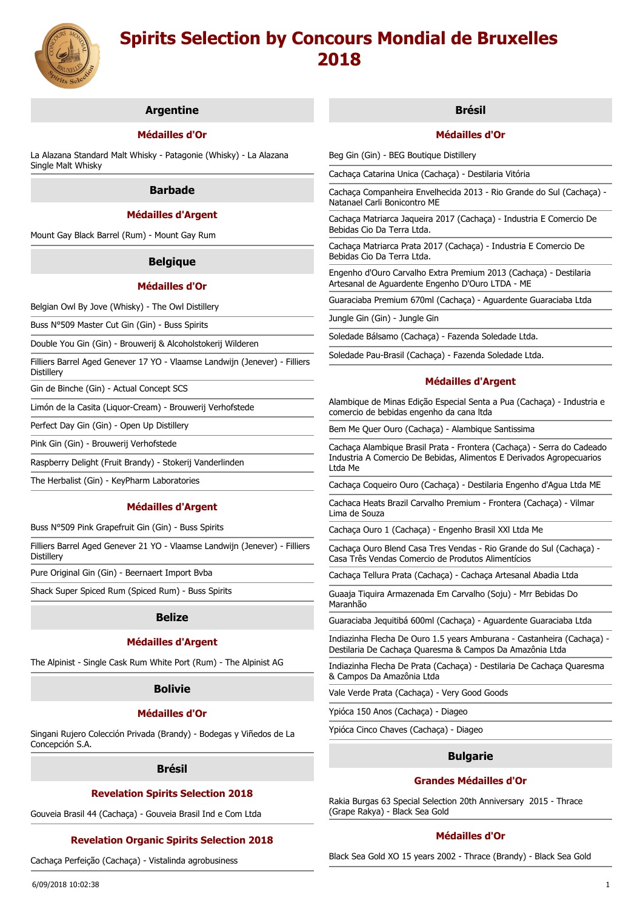# Spirits Selection by Concours Mondial de Bruxelles 2018

## Argentine

### Médailles d'Or

La Alazana Standard Malt Whisky - Patagonie (Whisky) - La Alazana Single Malt Whisky

## Barbade

### Médailles d'Argent

Mount Gay Black Barrel (Rum) - Mount Gay Rum

## Belgique

### Médailles d'Or

Belgian Owl By Jove (Whisky) - The Owl Distillery

Buss N°509 Master Cut Gin (Gin) - Buss Spirits

Double You Gin (Gin) - Brouwerij & Alcoholstokerij Wilderen

Filliers Barrel Aged Genever 17 YO - Vlaamse Landwijn (Jenever) - Filliers Distillery

Gin de Binche (Gin) - Actual Concept SCS

Limón de la Casita (Liquor-Cream) - Brouwerij Verhofstede

Perfect Day Gin (Gin) - Open Up Distillery

Pink Gin (Gin) - Brouwerij Verhofstede

Raspberry Delight (Fruit Brandy) - Stokerij Vanderlinden

The Herbalist (Gin) - KeyPharm Laboratories

### Médailles d'Argent

Buss N°509 Pink Grapefruit Gin (Gin) - Buss Spirits

Filliers Barrel Aged Genever 21 YO - Vlaamse Landwijn (Jenever) - Filliers Distillery

Pure Original Gin (Gin) - Beernaert Import Bvba

Shack Super Spiced Rum (Spiced Rum) - Buss Spirits

## Belize

### Médailles d'Argent

The Alpinist - Single Cask Rum White Port (Rum) - The Alpinist AG

## Bolivie

### Médailles d'Or

Singani Rujero Colección Privada (Brandy) - Bodegas y Viñedos de La Concepción S.A.

## Brésil

### Revelation Spirits Selection 2018

Gouveia Brasil 44 (Cachaça) - Gouveia Brasil Ind e Com Ltda

### Revelation Organic Spirits Selection 2018

Cachaça Perfeição (Cachaça) - Vistalinda agrobusiness

## Brésil

### Médailles d'Or

Beg Gin (Gin) - BEG Boutique Distillery

Cachaça Catarina Unica (Cachaça) - Destilaria Vitória

Cachaça Companheira Envelhecida 2013 - Rio Grande do Sul (Cachaça) - Natanael Carli Bonicontro ME

Cachaça Matriarca Jaqueira 2017 (Cachaça) - Industria E Comercio De Bebidas Cio Da Terra Ltda.

Cachaça Matriarca Prata 2017 (Cachaça) - Industria E Comercio De Bebidas Cio Da Terra Ltda.

Engenho d'Ouro Carvalho Extra Premium 2013 (Cachaça) - Destilaria Artesanal de Aguardente Engenho D'Ouro LTDA - ME

Guaraciaba Premium 670ml (Cachaça) - Aguardente Guaraciaba Ltda

Jungle Gin (Gin) - Jungle Gin

Soledade Bálsamo (Cachaça) - Fazenda Soledade Ltda.

Soledade Pau-Brasil (Cachaça) - Fazenda Soledade Ltda.

### Médailles d'Argent

Alambique de Minas Edição Especial Senta a Pua (Cachaça) - Industria e comercio de bebidas engenho da cana ltda

Bem Me Quer Ouro (Cachaça) - Alambique Santissima

Cachaça Alambique Brasil Prata - Frontera (Cachaça) - Serra do Cadeado Industria A Comercio De Bebidas, Alimentos E Derivados Agropecuarios Ltda Me

Cachaça Coqueiro Ouro (Cachaça) - Destilaria Engenho d'Agua Ltda ME

Cachaca Heats Brazil Carvalho Premium - Frontera (Cachaça) - Vilmar Lima de Souza

Cachaça Ouro 1 (Cachaça) - Engenho Brasil XXI Ltda Me

Cachaça Ouro Blend Casa Tres Vendas - Rio Grande do Sul (Cachaça) - Casa Três Vendas Comercio de Produtos Alimentícios

Cachaça Tellura Prata (Cachaça) - Cachaça Artesanal Abadia Ltda

Guaaja Tiquira Armazenada Em Carvalho (Soju) - Mrr Bebidas Do Maranhão

Guaraciaba Jequitibá 600ml (Cachaça) - Aguardente Guaraciaba Ltda

Indiazinha Flecha De Ouro 1.5 years Amburana - Castanheira (Cachaça) - Destilaria De Cachaça Quaresma & Campos Da Amazônia Ltda

Indiazinha Flecha De Prata (Cachaça) - Destilaria De Cachaça Quaresma & Campos Da Amazônia Ltda

Vale Verde Prata (Cachaça) - Very Good Goods

Ypióca 150 Anos (Cachaça) - Diageo

Ypióca Cinco Chaves (Cachaça) - Diageo

## Bulgarie

### Grandes Médailles d'Or

Rakia Burgas 63 Special Selection 20th Anniversary 2015 - Thrace (Grape Rakya) - Black Sea Gold

### Médailles d'Or

Black Sea Gold XO 15 years 2002 - Thrace (Brandy) - Black Sea Gold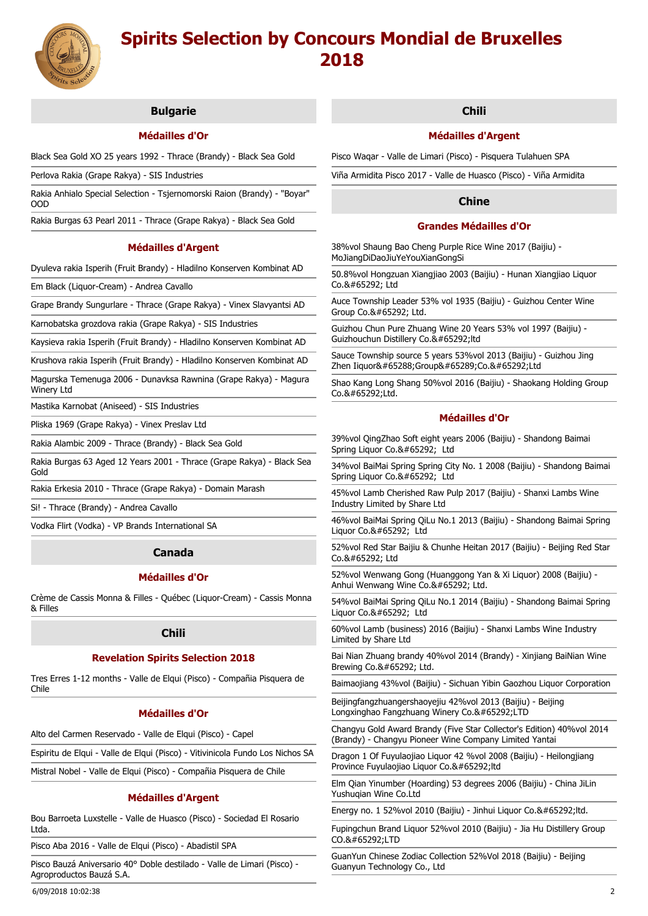# Spirits Selection by Concours Mondial de Bruxelles 2018

## Bulgarie

### Médailles d'Or

Black Sea Gold XO 25 years 1992 - Thrace (Brandy) - Black Sea Gold

Perlova Rakia (Grape Rakya) - SIS Industries

Rakia Anhialo Special Selection - Tsjernomorski Raion (Brandy) - "Boyar" OOD

Rakia Burgas 63 Pearl 2011 - Thrace (Grape Rakya) - Black Sea Gold

### Médailles d'Argent

Dyuleva rakia Isperih (Fruit Brandy) - Hladilno Konserven Kombinat AD

Em Black (Liquor-Cream) - Andrea Cavallo

Grape Brandy Sungurlare - Thrace (Grape Rakya) - Vinex Slavyantsi AD

Karnobatska grozdova rakia (Grape Rakya) - SIS Industries

Kaysieva rakia Isperih (Fruit Brandy) - Hladilno Konserven Kombinat AD

Krushova rakia Isperih (Fruit Brandy) - Hladilno Konserven Kombinat AD

Magurska Temenuga 2006 - Dunavksa Rawnina (Grape Rakya) - Magura Winery Ltd

Mastika Karnobat (Aniseed) - SIS Industries

Pliska 1969 (Grape Rakya) - Vinex Preslav Ltd

Rakia Alambic 2009 - Thrace (Brandy) - Black Sea Gold

Rakia Burgas 63 Aged 12 Years 2001 - Thrace (Grape Rakya) - Black Sea Gold

Rakia Erkesia 2010 - Thrace (Grape Rakya) - Domain Marash

Si! - Thrace (Brandy) - Andrea Cavallo

Vodka Flirt (Vodka) - VP Brands International SA

## Canada

### Médailles d'Or

Crème de Cassis Monna & Filles - Québec (Liquor-Cream) - Cassis Monna & Filles

## Chili

### Revelation Spirits Selection 2018

Tres Erres 1-12 months - Valle de Elqui (Pisco) - Compañia Pisquera de Chile

### Médailles d'Or

Alto del Carmen Reservado - Valle de Elqui (Pisco) - Capel

Espiritu de Elqui - Valle de Elqui (Pisco) - Vitivinicola Fundo Los Nichos SA

Mistral Nobel - Valle de Elqui (Pisco) - Compañia Pisquera de Chile

### Médailles d'Argent

Bou Barroeta Luxstelle - Valle de Huasco (Pisco) - Sociedad El Rosario Ltda.

Pisco Aba 2016 - Valle de Elqui (Pisco) - Abadistil SPA

Pisco Bauzá Aniversario 40° Doble destilado - Valle de Limari (Pisco) - Agroproductos Bauzá S.A.

Pisco Waqar - Valle de Limari (Pisco) - Pisquera Tulahuen SPA

Viña Armidita Pisco 2017 - Valle de Huasco (Pisco) - Viña Armidita

## Chine

### Grandes Médailles d'Or

38%vol Shaung Bao Cheng Purple Rice Wine 2017 (Baijiu) - MoJiangDiDaoJiuYeYouXianGongSi

50.8%vol Hongzuan Xiangjiao 2003 (Baijiu) - Hunan Xiangjiao Liquor Co.&#65292; Ltd

Auce Township Leader 53% vol 1935 (Baijiu) - Guizhou Center Wine Group Co.&#65292; Ltd.

Guizhou Chun Pure Zhuang Wine 20 Years 53% vol 1997 (Baijiu) - Guizhouchun Distillery Co.&#65292;ltd

Sauce Township source 5 years 53%vol 2013 (Baijiu) - Guizhou Jing Zhen Iiquor&#65288;Group&#65289;Co.&#65292;Ltd

Shao Kang Long Shang 50%vol 2016 (Baijiu) - Shaokang Holding Group Co.&#65292;Ltd.

### Médailles d'Or

39%vol QingZhao Soft eight years 2006 (Baijiu) - Shandong Baimai Spring Liquor Co.&#65292; Ltd

34%vol BaiMai Spring Spring City No. 1 2008 (Baijiu) - Shandong Baimai Spring Liquor Co.&#65292; Ltd

45%vol Lamb Cherished Raw Pulp 2017 (Baijiu) - Shanxi Lambs Wine Industry Limited by Share Ltd

46%vol BaiMai Spring QiLu No.1 2013 (Baijiu) - Shandong Baimai Spring Liquor Co.&#65292; Ltd

52%vol Red Star Baijiu & Chunhe Heitan 2017 (Baijiu) - Beijing Red Star Co.&#65292; Ltd

52%vol Wenwang Gong (Huanggong Yan & Xi Liquor) 2008 (Baijiu) - Anhui Wenwang Wine Co.&#65292; Ltd.

54%vol BaiMai Spring QiLu No.1 2014 (Baijiu) - Shandong Baimai Spring Liquor Co.&#65292; Ltd

60%vol Lamb (business) 2016 (Baijiu) - Shanxi Lambs Wine Industry Limited by Share Ltd

Bai Nian Zhuang brandy 40%vol 2014 (Brandy) - Xinjiang BaiNian Wine Brewing Co.&#65292; Ltd.

Baimaojiang 43%vol (Baijiu) - Sichuan Yibin Gaozhou Liquor Corporation

Beijingfangzhuangershaoyejiu 42%vol 2013 (Baijiu) - Beijing Longxinghao Fangzhuang Winery Co.&#65292;LTD

Changyu Gold Award Brandy (Five Star Collector's Edition) 40%vol 2014 (Brandy) - Changyu Pioneer Wine Company Limited Yantai

Dragon 1 Of Fuyulaojiao Liquor 42 %vol 2008 (Baijiu) - Heilongjiang Province Fuyulaojiao Liquor Co.&#65292;ltd

Elm Qian Yinumber (Hoarding) 53 degrees 2006 (Baijiu) - China JiLin Yushuqian Wine Co.Ltd

Energy no. 1 52%vol 2010 (Baijiu) - Jinhui Liquor Co.&#65292;ltd.

Fupingchun Brand Liquor 52%vol 2010 (Baijiu) - Jia Hu Distillery Group CO.&#65292;LTD

GuanYun Chinese Zodiac Collection 52%Vol 2018 (Baijiu) - Beijing Guanyun Technology Co., Ltd

6/09/2018 10:02:38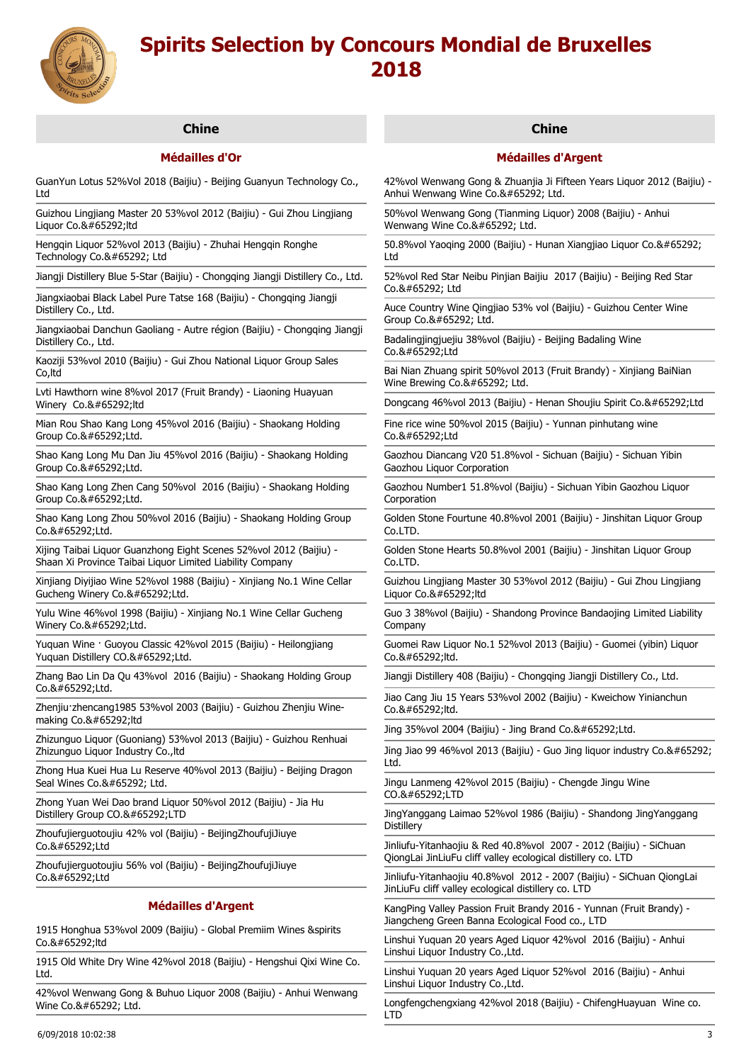# Spirits Selection by Concours Mondial de Bruxelles 2018

## Chine

### Médailles d'Or

GuanYun Lotus 52%Vol 2018 (Baijiu) - Beijing Guanyun Technology Co., Ltd

Guizhou Lingjiang Master 20 53%vol 2012 (Baijiu) - Gui Zhou Lingjiang Liquor Co.&#65292;ltd

Hengqin Liquor 52%vol 2013 (Baijiu) - Zhuhai Hengqin Ronghe Technology Co.&#65292; Ltd

Jiangji Distillery Blue 5-Star (Baijiu) - Chongqing Jiangji Distillery Co., Ltd.

Jiangxiaobai Black Label Pure Tatse 168 (Baijiu) - Chongqing Jiangji Distillery Co., Ltd.

Jiangxiaobai Danchun Gaoliang - Autre région (Baijiu) - Chongqing Jiangji Distillery Co., Ltd.

Kaoziji 53%vol 2010 (Baijiu) - Gui Zhou National Liquor Group Sales Co,ltd

Lvti Hawthorn wine 8%vol 2017 (Fruit Brandy) - Liaoning Huayuan Winery Co.&#65292;ltd

Mian Rou Shao Kang Long 45%vol 2016 (Baijiu) - Shaokang Holding Group Co.&#65292;Ltd.

Shao Kang Long Mu Dan Jiu 45%vol 2016 (Baijiu) - Shaokang Holding Group Co.&#65292;Ltd.

Shao Kang Long Zhen Cang 50%vol 2016 (Baijiu) - Shaokang Holding Group Co.&#65292;Ltd.

Shao Kang Long Zhou 50%vol 2016 (Baijiu) - Shaokang Holding Group Co.&#65292;Ltd.

Xijing Taibai Liquor Guanzhong Eight Scenes 52%vol 2012 (Baijiu) - Shaan Xi Province Taibai Liquor Limited Liability Company

Xinjiang Diyijiao Wine 52%vol 1988 (Baijiu) - Xinjiang No.1 Wine Cellar Gucheng Winery Co.&#65292;Ltd.

Yulu Wine 46%vol 1998 (Baijiu) - Xinjiang No.1 Wine Cellar Gucheng Winery Co.&#65292;Ltd.

Yuquan Wine · Guoyou Classic 42%vol 2015 (Baijiu) - Heilongjiang Yuquan Distillery CO.&#65292;Ltd.

Zhang Bao Lin Da Qu 43%vol 2016 (Baijiu) - Shaokang Holding Group Co.&#65292;Ltd.

Zhenjiu·zhencang1985 53%vol 2003 (Baijiu) - Guizhou Zhenjiu Wine-making Co.&#65292;ltd

Zhizunguo Liquor (Guoniang) 53%vol 2013 (Baijiu) - Guizhou Renhuai Zhizunguo Liquor Industry Co.,ltd

Zhong Hua Kuei Hua Lu Reserve 40%vol 2013 (Baijiu) - Beijing Dragon Seal Wines Co.&#65292; Ltd.

Zhong Yuan Wei Dao brand Liquor 50%vol 2012 (Baijiu) - Jia Hu Distillery Group CO.&#65292;LTD

Zhoufujierguotoujiu 42% vol (Baijiu) - BeijingZhoufujiJiuye Co.&#65292;Ltd

Zhoufujierguotoujiu 56% vol (Baijiu) - BeijingZhoufujiJiuye Co.&#65292;Ltd

### Médailles d'Argent

1915 Honghua 53%vol 2009 (Baijiu) - Global Premiim Wines &spirits Co.&#65292;ltd

1915 Old White Dry Wine 42%vol 2018 (Baijiu) - Hengshui Qixi Wine Co. Ltd.

42%vol Wenwang Gong & Buhuo Liquor 2008 (Baijiu) - Anhui Wenwang Wine Co.&#65292; Ltd.

## Chine

### Médailles d'Argent

42%vol Wenwang Gong & Zhuanjia Ji Fifteen Years Liquor 2012 (Baijiu) - Anhui Wenwang Wine Co.&#65292; Ltd.

50%vol Wenwang Gong (Tianming Liquor) 2008 (Baijiu) - Anhui Wenwang Wine Co.&#65292; Ltd.

50.8%vol Yaoqing 2000 (Baijiu) - Hunan Xiangjiao Liquor Co.&#65292; Ltd

52%vol Red Star Neibu Pinjian Baijiu 2017 (Baijiu) - Beijing Red Star Co.&#65292; Ltd

Auce Country Wine Qingjiao 53% vol (Baijiu) - Guizhou Center Wine Group Co.&#65292; Ltd.

Badalingjingjuejiu 38%vol (Baijiu) - Beijing Badaling Wine Co.&#65292;Ltd

Bai Nian Zhuang spirit 50%vol 2013 (Fruit Brandy) - Xinjiang BaiNian Wine Brewing Co.&#65292; Ltd.

Dongcang 46%vol 2013 (Baijiu) - Henan Shoujiu Spirit Co.&#65292;Ltd

Fine rice wine 50%vol 2015 (Baijiu) - Yunnan pinhutang wine Co.&#65292;Ltd

Gaozhou Diancang V20 51.8%vol - Sichuan (Baijiu) - Sichuan Yibin Gaozhou Liquor Corporation

Gaozhou Number1 51.8%vol (Baijiu) - Sichuan Yibin Gaozhou Liquor Corporation

Golden Stone Fourtune 40.8%vol 2001 (Baijiu) - Jinshitan Liquor Group Co.LTD.

Golden Stone Hearts 50.8%vol 2001 (Baijiu) - Jinshitan Liquor Group Co.LTD.

Guizhou Lingjiang Master 30 53%vol 2012 (Baijiu) - Gui Zhou Lingjiang Liquor Co.&#65292;ltd

Guo 3 38%vol (Baijiu) - Shandong Province Bandaojing Limited Liability Company

Guomei Raw Liquor No.1 52%vol 2013 (Baijiu) - Guomei (yibin) Liquor Co.&#65292;ltd.

Jiangji Distillery 408 (Baijiu) - Chongqing Jiangji Distillery Co., Ltd.

Jiao Cang Jiu 15 Years 53%vol 2002 (Baijiu) - Kweichow Yinianchun Co.&#65292;ltd.

Jing 35%vol 2004 (Baijiu) - Jing Brand Co.&#65292;Ltd.

Jing Jiao 99 46%vol 2013 (Baijiu) - Guo Jing liquor industry Co.&#65292; Ltd.

Jingu Lanmeng 42%vol 2015 (Baijiu) - Chengde Jingu Wine CO.&#65292;LTD

JingYanggang Laimao 52%vol 1986 (Baijiu) - Shandong JingYanggang Distillery

Jinliufu-Yitanhaojiu & Red 40.8%vol 2007 - 2012 (Baijiu) - SiChuan QiongLai JinLiuFu cliff valley ecological distillery co. LTD

Jinliufu-Yitanhaojiu 40.8%vol 2012 - 2007 (Baijiu) - SiChuan QiongLai JinLiuFu cliff valley ecological distillery co. LTD

KangPing Valley Passion Fruit Brandy 2016 - Yunnan (Fruit Brandy) - Jiangcheng Green Banna Ecological Food co., LTD

Linshui Yuquan 20 years Aged Liquor 42%vol 2016 (Baijiu) - Anhui Linshui Liquor Industry Co.,Ltd.

Linshui Yuquan 20 years Aged Liquor 52%vol 2016 (Baijiu) - Anhui Linshui Liquor Industry Co.,Ltd.

Longfengchengxiang 42%vol 2018 (Baijiu) - ChifengHuayuan Wine co. LTD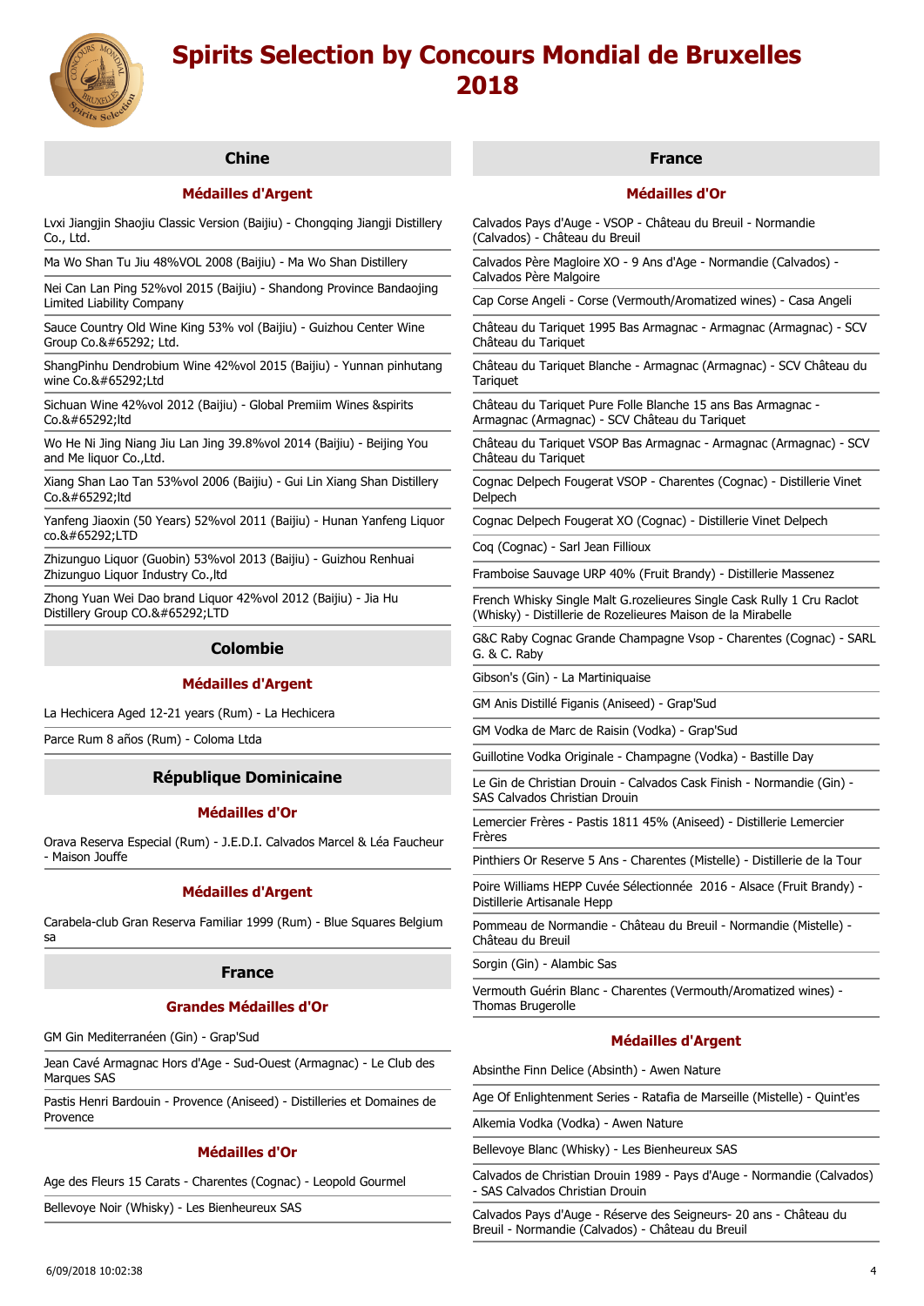# Spirits Selection by Concours Mondial de Bruxelles 2018

## Chine

### Médailles d'Argent

Lvxi Jiangjin Shaojiu Classic Version (Baijiu) - Chongqing Jiangji Distillery Co., Ltd.

Ma Wo Shan Tu Jiu 48%VOL 2008 (Baijiu) - Ma Wo Shan Distillery

Nei Can Lan Ping 52%vol 2015 (Baijiu) - Shandong Province Bandaojing Limited Liability Company

Sauce Country Old Wine King 53% vol (Baijiu) - Guizhou Center Wine Group Co.&#65292; Ltd.

ShangPinhu Dendrobium Wine 42%vol 2015 (Baijiu) - Yunnan pinhutang wine Co.&#65292;Ltd

Sichuan Wine 42%vol 2012 (Baijiu) - Global Premiim Wines &spirits Co.&#65292;ltd

Wo He Ni Jing Niang Jiu Lan Jing 39.8%vol 2014 (Baijiu) - Beijing You and Me liquor Co.,Ltd.

Xiang Shan Lao Tan 53%vol 2006 (Baijiu) - Gui Lin Xiang Shan Distillery Co.&#65292;ltd

Yanfeng Jiaoxin (50 Years) 52%vol 2011 (Baijiu) - Hunan Yanfeng Liquor co.&#65292;LTD

Zhizunguo Liquor (Guobin) 53%vol 2013 (Baijiu) - Guizhou Renhuai Zhizunguo Liquor Industry Co.,ltd

Zhong Yuan Wei Dao brand Liquor 42%vol 2012 (Baijiu) - Jia Hu Distillery Group CO.&#65292;LTD

## Colombie

### Médailles d'Argent

La Hechicera Aged 12-21 years (Rum) - La Hechicera

Parce Rum 8 años (Rum) - Coloma Ltda

## République Dominicaine

### Médailles d'Or

Orava Reserva Especial (Rum) - J.E.D.I. Calvados Marcel & Léa Faucheur - Maison Jouffe

### Médailles d'Argent

Carabela-club Gran Reserva Familiar 1999 (Rum) - Blue Squares Belgium sa

## France

### Grandes Médailles d'Or

GM Gin Mediterranéen (Gin) - Grap'Sud

Jean Cavé Armagnac Hors d'Age - Sud-Ouest (Armagnac) - Le Club des Marques SAS

Pastis Henri Bardouin - Provence (Aniseed) - Distilleries et Domaines de Provence

### Médailles d'Or

Age des Fleurs 15 Carats - Charentes (Cognac) - Leopold Gourmel

Bellevoye Noir (Whisky) - Les Bienheureux SAS

Calvados Pays d'Auge - VSOP - Château du Breuil - Normandie (Calvados) - Château du Breuil

Calvados Père Magloire XO - 9 Ans d'Age - Normandie (Calvados) - Calvados Père Malgoire

Cap Corse Angeli - Corse (Vermouth/Aromatized wines) - Casa Angeli

Château du Tariquet 1995 Bas Armagnac - Armagnac (Armagnac) - SCV Château du Tariquet

Château du Tariquet Blanche - Armagnac (Armagnac) - SCV Château du Tariquet

Château du Tariquet Pure Folle Blanche 15 ans Bas Armagnac - Armagnac (Armagnac) - SCV Château du Tariquet

Château du Tariquet VSOP Bas Armagnac - Armagnac (Armagnac) - SCV Château du Tariquet

Cognac Delpech Fougerat VSOP - Charentes (Cognac) - Distillerie Vinet Delpech

Cognac Delpech Fougerat XO (Cognac) - Distillerie Vinet Delpech

Coq (Cognac) - Sarl Jean Fillioux

Framboise Sauvage URP 40% (Fruit Brandy) - Distillerie Massenez

French Whisky Single Malt G.rozelieures Single Cask Rully 1 Cru Raclot (Whisky) - Distillerie de Rozelieures Maison de la Mirabelle

G&C Raby Cognac Grande Champagne Vsop - Charentes (Cognac) - SARL G. & C. Raby

Gibson's (Gin) - La Martiniquaise

GM Anis Distillé Figanis (Aniseed) - Grap'Sud

GM Vodka de Marc de Raisin (Vodka) - Grap'Sud

Guillotine Vodka Originale - Champagne (Vodka) - Bastille Day

Le Gin de Christian Drouin - Calvados Cask Finish - Normandie (Gin) - SAS Calvados Christian Drouin

Lemercier Frères - Pastis 1811 45% (Aniseed) - Distillerie Lemercier Frères

Pinthiers Or Reserve 5 Ans - Charentes (Mistelle) - Distillerie de la Tour

Poire Williams HEPP Cuvée Sélectionnée 2016 - Alsace (Fruit Brandy) - Distillerie Artisanale Hepp

Pommeau de Normandie - Château du Breuil - Normandie (Mistelle) - Château du Breuil

Sorgin (Gin) - Alambic Sas

Vermouth Guérin Blanc - Charentes (Vermouth/Aromatized wines) - Thomas Brugerolle

### Médailles d'Argent

Absinthe Finn Delice (Absinth) - Awen Nature

Age Of Enlightenment Series - Ratafia de Marseille (Mistelle) - Quint'es

Alkemia Vodka (Vodka) - Awen Nature

Bellevoye Blanc (Whisky) - Les Bienheureux SAS

Calvados de Christian Drouin 1989 - Pays d'Auge - Normandie (Calvados) - SAS Calvados Christian Drouin

Calvados Pays d'Auge - Réserve des Seigneurs- 20 ans - Château du Breuil - Normandie (Calvados) - Château du Breuil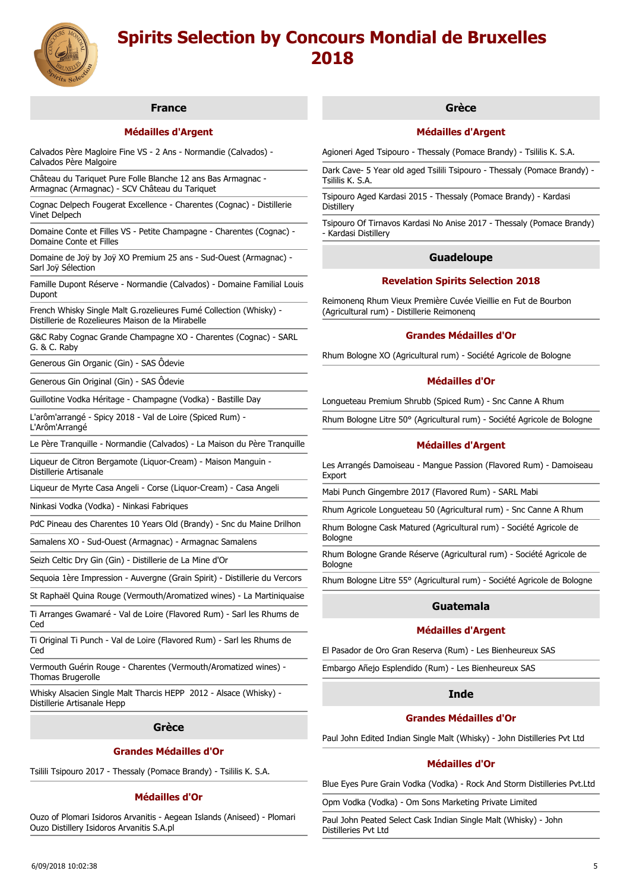# Spirits Selection by Concours Mondial de Bruxelles 2018

## France

### Médailles d'Argent

Calvados Père Magloire Fine VS - 2 Ans - Normandie (Calvados) - Calvados Père Malgoire

Château du Tariquet Pure Folle Blanche 12 ans Bas Armagnac - Armagnac (Armagnac) - SCV Château du Tariquet

Cognac Delpech Fougerat Excellence - Charentes (Cognac) - Distillerie Vinet Delpech

Domaine Conte et Filles VS - Petite Champagne - Charentes (Cognac) - Domaine Conte et Filles

Domaine de Joÿ by Joÿ XO Premium 25 ans - Sud-Ouest (Armagnac) - Sarl Joÿ Sélection

Famille Dupont Réserve - Normandie (Calvados) - Domaine Familial Louis Dupont

French Whisky Single Malt G.rozelieures Fumé Collection (Whisky) - Distillerie de Rozelieures Maison de la Mirabelle

G&C Raby Cognac Grande Champagne XO - Charentes (Cognac) - SARL G. & C. Raby

Generous Gin Organic (Gin) - SAS Ôdevie

Generous Gin Original (Gin) - SAS Ôdevie

Guillotine Vodka Héritage - Champagne (Vodka) - Bastille Day

L'arôm'arrangé - Spicy 2018 - Val de Loire (Spiced Rum) - L'Arôm'Arrangé

Le Père Tranquille - Normandie (Calvados) - La Maison du Père Tranquille

Liqueur de Citron Bergamote (Liquor-Cream) - Maison Manguin - Distillerie Artisanale

Liqueur de Myrte Casa Angeli - Corse (Liquor-Cream) - Casa Angeli

Ninkasi Vodka (Vodka) - Ninkasi Fabriques

PdC Pineau des Charentes 10 Years Old (Brandy) - Snc du Maine Drilhon

Samalens XO - Sud-Ouest (Armagnac) - Armagnac Samalens

Seizh Celtic Dry Gin (Gin) - Distillerie de La Mine d'Or

Sequoia 1ère Impression - Auvergne (Grain Spirit) - Distillerie du Vercors

St Raphaël Quina Rouge (Vermouth/Aromatized wines) - La Martiniquaise

Ti Arranges Gwamaré - Val de Loire (Flavored Rum) - Sarl les Rhums de Ced

Ti Original Ti Punch - Val de Loire (Flavored Rum) - Sarl les Rhums de Ced

Vermouth Guérin Rouge - Charentes (Vermouth/Aromatized wines) - Thomas Brugerolle

Whisky Alsacien Single Malt Tharcis HEPP 2012 - Alsace (Whisky) - Distillerie Artisanale Hepp

## Grèce

### Grandes Médailles d'Or

Tsilili Tsipouro 2017 - Thessaly (Pomace Brandy) - Tsililis K. S.A.

### Médailles d'Or

Ouzo of Plomari Isidoros Arvanitis - Aegean Islands (Aniseed) - Plomari Ouzo Distillery Isidoros Arvanitis S.A.pl

### Médailles d'Argent

Agioneri Aged Tsipouro - Thessaly (Pomace Brandy) - Tsililis K. S.A.

Dark Cave- 5 Year old aged Tsilili Tsipouro - Thessaly (Pomace Brandy) - Tsililis K. S.A.

Tsipouro Aged Kardasi 2015 - Thessaly (Pomace Brandy) - Kardasi Distillery

Tsipouro Of Tirnavos Kardasi No Anise 2017 - Thessaly (Pomace Brandy) - Kardasi Distillery

## Guadeloupe

### Revelation Spirits Selection 2018

Reimonenq Rhum Vieux Première Cuvée Vieillie en Fut de Bourbon (Agricultural rum) - Distillerie Reimonenq

### Grandes Médailles d'Or

Rhum Bologne XO (Agricultural rum) - Société Agricole de Bologne

### Médailles d'Or

Longueteau Premium Shrubb (Spiced Rum) - Snc Canne A Rhum

Rhum Bologne Litre 50° (Agricultural rum) - Société Agricole de Bologne

### Médailles d'Argent

Les Arrangés Damoiseau - Mangue Passion (Flavored Rum) - Damoiseau Export

Mabi Punch Gingembre 2017 (Flavored Rum) - SARL Mabi

Rhum Agricole Longueteau 50 (Agricultural rum) - Snc Canne A Rhum

Rhum Bologne Cask Matured (Agricultural rum) - Société Agricole de Bologne

Rhum Bologne Grande Réserve (Agricultural rum) - Société Agricole de Bologne

Rhum Bologne Litre 55° (Agricultural rum) - Société Agricole de Bologne

## Guatemala

### Médailles d'Argent

El Pasador de Oro Gran Reserva (Rum) - Les Bienheureux SAS

Embargo Añejo Esplendido (Rum) - Les Bienheureux SAS

## Inde

### Grandes Médailles d'Or

Paul John Edited Indian Single Malt (Whisky) - John Distilleries Pvt Ltd

### Médailles d'Or

Blue Eyes Pure Grain Vodka (Vodka) - Rock And Storm Distilleries Pvt.Ltd

Opm Vodka (Vodka) - Om Sons Marketing Private Limited

Paul John Peated Select Cask Indian Single Malt (Whisky) - John Distilleries Pvt Ltd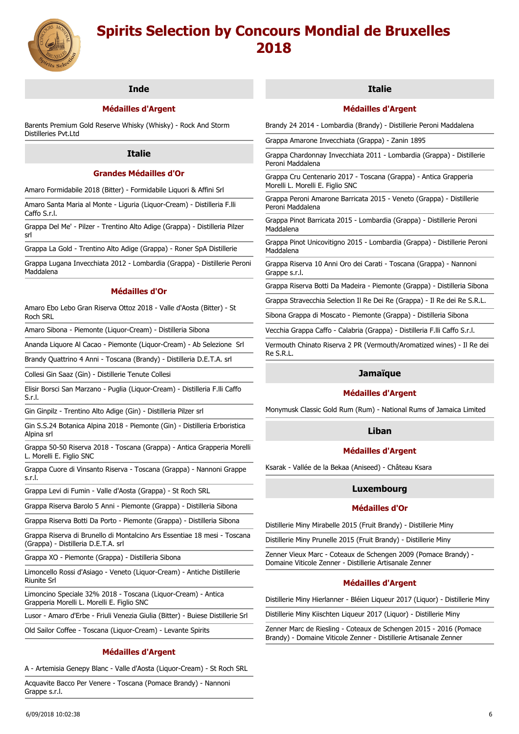# Spirits Selection by Concours Mondial de Bruxelles 2018

## Inde

### Médailles d'Argent

Barents Premium Gold Reserve Whisky (Whisky) - Rock And Storm Distilleries Pvt.Ltd

## Italie

### Grandes Médailles d'Or

Amaro Formidabile 2018 (Bitter) - Formidabile Liquori & Affini Srl

Amaro Santa Maria al Monte - Liguria (Liquor-Cream) - Distilleria F.lli Caffo S.r.l.

Grappa Del Me' - Pilzer - Trentino Alto Adige (Grappa) - Distilleria Pilzer srl

Grappa La Gold - Trentino Alto Adige (Grappa) - Roner SpA Distillerie

Grappa Lugana Invecchiata 2012 - Lombardia (Grappa) - Distillerie Peroni Maddalena

### Médailles d'Or

Amaro Ebo Lebo Gran Riserva Ottoz 2018 - Valle d'Aosta (Bitter) - St Roch SRL

Amaro Sibona - Piemonte (Liquor-Cream) - Distilleria Sibona

Ananda Liquore Al Cacao - Piemonte (Liquor-Cream) - Ab Selezione Srl

Brandy Quattrino 4 Anni - Toscana (Brandy) - Distilleria D.E.T.A. srl

Collesi Gin Saaz (Gin) - Distillerie Tenute Collesi

Elisir Borsci San Marzano - Puglia (Liquor-Cream) - Distilleria F.lli Caffo S.r.l.

Gin Ginpilz - Trentino Alto Adige (Gin) - Distilleria Pilzer srl

Gin S.S.24 Botanica Alpina 2018 - Piemonte (Gin) - Distilleria Erboristica Alpina srl

Grappa 50-50 Riserva 2018 - Toscana (Grappa) - Antica Grapperia Morelli L. Morelli E. Figlio SNC

Grappa Cuore di Vinsanto Riserva - Toscana (Grappa) - Nannoni Grappe s.r.l.

Grappa Levi di Fumin - Valle d'Aosta (Grappa) - St Roch SRL

Grappa Riserva Barolo 5 Anni - Piemonte (Grappa) - Distilleria Sibona

Grappa Riserva Botti Da Porto - Piemonte (Grappa) - Distilleria Sibona

Grappa Riserva di Brunello di Montalcino Ars Essentiae 18 mesi - Toscana (Grappa) - Distilleria D.E.T.A. srl

Grappa XO - Piemonte (Grappa) - Distilleria Sibona

Limoncello Rossi d'Asiago - Veneto (Liquor-Cream) - Antiche Distillerie Riunite Srl

Limoncino Speciale 32% 2018 - Toscana (Liquor-Cream) - Antica Grapperia Morelli L. Morelli E. Figlio SNC

Lusor - Amaro d'Erbe - Friuli Venezia Giulia (Bitter) - Buiese Distillerie Srl

Old Sailor Coffee - Toscana (Liquor-Cream) - Levante Spirits

### Médailles d'Argent

A - Artemisia Genepy Blanc - Valle d'Aosta (Liquor-Cream) - St Roch SRL

Acquavite Bacco Per Venere - Toscana (Pomace Brandy) - Nannoni Grappe s.r.l.

## Italie

### Médailles d'Argent

Brandy 24 2014 - Lombardia (Brandy) - Distillerie Peroni Maddalena

Grappa Amarone Invecchiata (Grappa) - Zanin 1895

Grappa Chardonnay Invecchiata 2011 - Lombardia (Grappa) - Distillerie Peroni Maddalena

Grappa Cru Centenario 2017 - Toscana (Grappa) - Antica Grapperia Morelli L. Morelli E. Figlio SNC

Grappa Peroni Amarone Barricata 2015 - Veneto (Grappa) - Distillerie Peroni Maddalena

Grappa Pinot Barricata 2015 - Lombardia (Grappa) - Distillerie Peroni Maddalena

Grappa Pinot Unicovitigno 2015 - Lombardia (Grappa) - Distillerie Peroni Maddalena

Grappa Riserva 10 Anni Oro dei Carati - Toscana (Grappa) - Nannoni Grappe s.r.l.

Grappa Riserva Botti Da Madeira - Piemonte (Grappa) - Distilleria Sibona

Grappa Stravecchia Selection Il Re Dei Re (Grappa) - Il Re dei Re S.R.L.

Sibona Grappa di Moscato - Piemonte (Grappa) - Distilleria Sibona

Vecchia Grappa Caffo - Calabria (Grappa) - Distilleria F.lli Caffo S.r.l.

Vermouth Chinato Riserva 2 PR (Vermouth/Aromatized wines) - Il Re dei Re S.R.L.

## Jamaïque

### Médailles d'Argent

Monymusk Classic Gold Rum (Rum) - National Rums of Jamaica Limited

## Liban

### Médailles d'Argent

Ksarak - Vallée de la Bekaa (Aniseed) - Château Ksara

## Luxembourg

### Médailles d'Or

Distillerie Miny Mirabelle 2015 (Fruit Brandy) - Distillerie Miny

Distillerie Miny Prunelle 2015 (Fruit Brandy) - Distillerie Miny

Zenner Vieux Marc - Coteaux de Schengen 2009 (Pomace Brandy) - Domaine Viticole Zenner - Distillerie Artisanale Zenner

### Médailles d'Argent

Distillerie Miny Hierlanner - Bléien Liqueur 2017 (Liquor) - Distillerie Miny

Distillerie Miny Kiischten Liqueur 2017 (Liquor) - Distillerie Miny

Zenner Marc de Riesling - Coteaux de Schengen 2015 - 2016 (Pomace Brandy) - Domaine Viticole Zenner - Distillerie Artisanale Zenner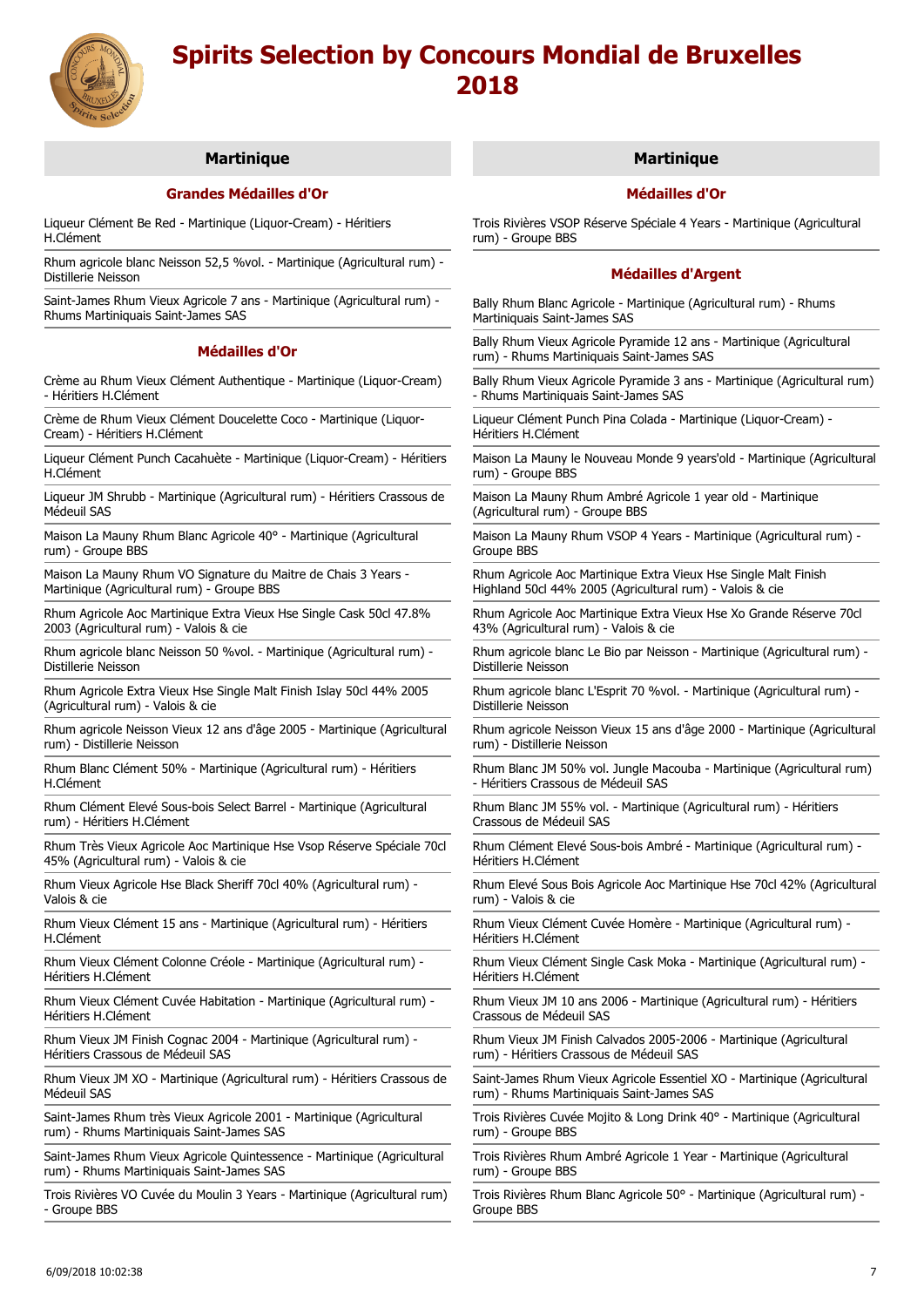# Spirits Selection by Concours Mondial de Bruxelles 2018

## Martinique

### Grandes Médailles d'Or

Liqueur Clément Be Red - Martinique (Liquor-Cream) - Héritiers H.Clément

Rhum agricole blanc Neisson 52,5 %vol. - Martinique (Agricultural rum) - Distillerie Neisson

Saint-James Rhum Vieux Agricole 7 ans - Martinique (Agricultural rum) - Rhums Martiniquais Saint-James SAS

### Médailles d'Or

Crème au Rhum Vieux Clément Authentique - Martinique (Liquor-Cream) - Héritiers H.Clément

Crème de Rhum Vieux Clément Doucelette Coco - Martinique (Liquor-Cream) - Héritiers H.Clément

Liqueur Clément Punch Cacahuète - Martinique (Liquor-Cream) - Héritiers H.Clément

Liqueur JM Shrubb - Martinique (Agricultural rum) - Héritiers Crassous de Médeuil SAS

Maison La Mauny Rhum Blanc Agricole 40° - Martinique (Agricultural rum) - Groupe BBS

Maison La Mauny Rhum VO Signature du Maitre de Chais 3 Years - Martinique (Agricultural rum) - Groupe BBS

Rhum Agricole Aoc Martinique Extra Vieux Hse Single Cask 50cl 47.8% 2003 (Agricultural rum) - Valois & cie

Rhum agricole blanc Neisson 50 %vol. - Martinique (Agricultural rum) - Distillerie Neisson

Rhum Agricole Extra Vieux Hse Single Malt Finish Islay 50cl 44% 2005 (Agricultural rum) - Valois & cie

Rhum agricole Neisson Vieux 12 ans d'âge 2005 - Martinique (Agricultural rum) - Distillerie Neisson

Rhum Blanc Clément 50% - Martinique (Agricultural rum) - Héritiers H.Clément

Rhum Clément Elevé Sous-bois Select Barrel - Martinique (Agricultural rum) - Héritiers H.Clément

Rhum Très Vieux Agricole Aoc Martinique Hse Vsop Réserve Spéciale 70cl 45% (Agricultural rum) - Valois & cie

Rhum Vieux Agricole Hse Black Sheriff 70cl 40% (Agricultural rum) - Valois & cie

Rhum Vieux Clément 15 ans - Martinique (Agricultural rum) - Héritiers H.Clément

Rhum Vieux Clément Colonne Créole - Martinique (Agricultural rum) - Héritiers H.Clément

Rhum Vieux Clément Cuvée Habitation - Martinique (Agricultural rum) - Héritiers H.Clément

Rhum Vieux JM Finish Cognac 2004 - Martinique (Agricultural rum) - Héritiers Crassous de Médeuil SAS

Rhum Vieux JM XO - Martinique (Agricultural rum) - Héritiers Crassous de Médeuil SAS

Saint-James Rhum très Vieux Agricole 2001 - Martinique (Agricultural rum) - Rhums Martiniquais Saint-James SAS

Saint-James Rhum Vieux Agricole Quintessence - Martinique (Agricultural rum) - Rhums Martiniquais Saint-James SAS

Trois Rivières VO Cuvée du Moulin 3 Years - Martinique (Agricultural rum) - Groupe BBS

## Martinique

### Médailles d'Or

Trois Rivières VSOP Réserve Spéciale 4 Years - Martinique (Agricultural rum) - Groupe BBS

### Médailles d'Argent

Bally Rhum Blanc Agricole - Martinique (Agricultural rum) - Rhums Martiniquais Saint-James SAS

Bally Rhum Vieux Agricole Pyramide 12 ans - Martinique (Agricultural rum) - Rhums Martiniquais Saint-James SAS

Bally Rhum Vieux Agricole Pyramide 3 ans - Martinique (Agricultural rum) - Rhums Martiniquais Saint-James SAS

Liqueur Clément Punch Pina Colada - Martinique (Liquor-Cream) - Héritiers H.Clément

Maison La Mauny le Nouveau Monde 9 years'old - Martinique (Agricultural rum) - Groupe BBS

Maison La Mauny Rhum Ambré Agricole 1 year old - Martinique (Agricultural rum) - Groupe BBS

Maison La Mauny Rhum VSOP 4 Years - Martinique (Agricultural rum) - Groupe BBS

Rhum Agricole Aoc Martinique Extra Vieux Hse Single Malt Finish Highland 50cl 44% 2005 (Agricultural rum) - Valois & cie

Rhum Agricole Aoc Martinique Extra Vieux Hse Xo Grande Réserve 70cl 43% (Agricultural rum) - Valois & cie

Rhum agricole blanc Le Bio par Neisson - Martinique (Agricultural rum) - Distillerie Neisson

Rhum agricole blanc L'Esprit 70 %vol. - Martinique (Agricultural rum) - Distillerie Neisson

Rhum agricole Neisson Vieux 15 ans d'âge 2000 - Martinique (Agricultural rum) - Distillerie Neisson

Rhum Blanc JM 50% vol. Jungle Macouba - Martinique (Agricultural rum) - Héritiers Crassous de Médeuil SAS

Rhum Blanc JM 55% vol. - Martinique (Agricultural rum) - Héritiers Crassous de Médeuil SAS

Rhum Clément Elevé Sous-bois Ambré - Martinique (Agricultural rum) - Héritiers H.Clément

Rhum Elevé Sous Bois Agricole Aoc Martinique Hse 70cl 42% (Agricultural rum) - Valois & cie

Rhum Vieux Clément Cuvée Homère - Martinique (Agricultural rum) - Héritiers H.Clément

Rhum Vieux Clément Single Cask Moka - Martinique (Agricultural rum) - Héritiers H.Clément

Rhum Vieux JM 10 ans 2006 - Martinique (Agricultural rum) - Héritiers Crassous de Médeuil SAS

Rhum Vieux JM Finish Calvados 2005-2006 - Martinique (Agricultural rum) - Héritiers Crassous de Médeuil SAS

Saint-James Rhum Vieux Agricole Essentiel XO - Martinique (Agricultural rum) - Rhums Martiniquais Saint-James SAS

Trois Rivières Cuvée Mojito & Long Drink 40° - Martinique (Agricultural rum) - Groupe BBS

Trois Rivières Rhum Ambré Agricole 1 Year - Martinique (Agricultural rum) - Groupe BBS

Trois Rivières Rhum Blanc Agricole 50° - Martinique (Agricultural rum) - Groupe BBS

6/09/2018 10:02:38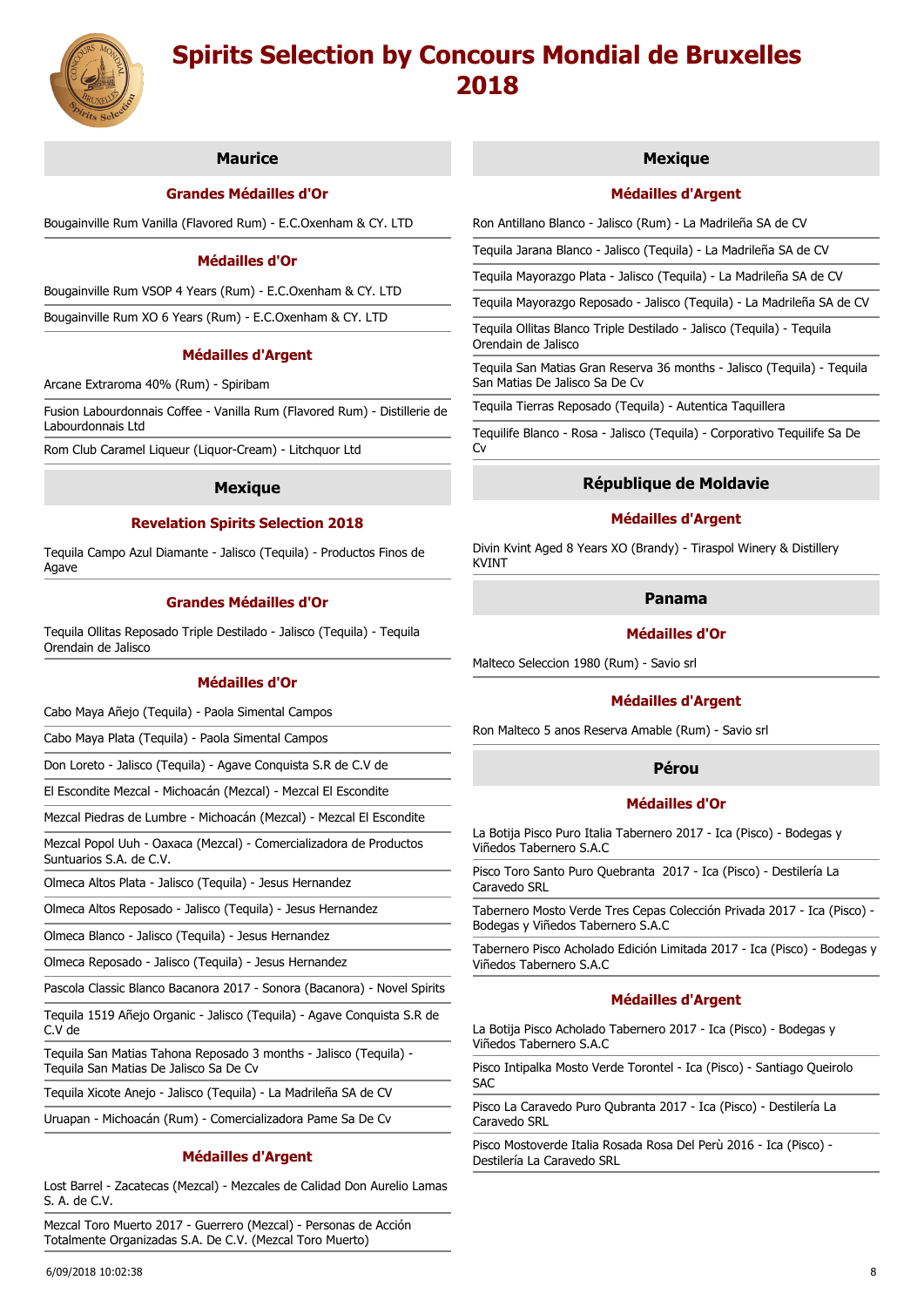# Spirits Selection by Concours Mondial de Bruxelles 2018

## Maurice

### Grandes Médailles d'Or

Bougainville Rum Vanilla (Flavored Rum) - E.C.Oxenham & CY. LTD

### Médailles d'Or

Bougainville Rum VSOP 4 Years (Rum) - E.C.Oxenham & CY. LTD

Bougainville Rum XO 6 Years (Rum) - E.C.Oxenham & CY. LTD

### Médailles d'Argent

Arcane Extraroma 40% (Rum) - Spiribam

Fusion Labourdonnais Coffee - Vanilla Rum (Flavored Rum) - Distillerie de Labourdonnais Ltd

Rom Club Caramel Liqueur (Liquor-Cream) - Litchquor Ltd

## Mexique

### Revelation Spirits Selection 2018

Tequila Campo Azul Diamante - Jalisco (Tequila) - Productos Finos de Agave

### Grandes Médailles d'Or

Tequila Ollitas Reposado Triple Destilado - Jalisco (Tequila) - Tequila Orendain de Jalisco

### Médailles d'Or

Cabo Maya Añejo (Tequila) - Paola Simental Campos

Cabo Maya Plata (Tequila) - Paola Simental Campos

Don Loreto - Jalisco (Tequila) - Agave Conquista S.R de C.V de

El Escondite Mezcal - Michoacán (Mezcal) - Mezcal El Escondite

Mezcal Piedras de Lumbre - Michoacán (Mezcal) - Mezcal El Escondite

Mezcal Popol Uuh - Oaxaca (Mezcal) - Comercializadora de Productos Suntuarios S.A. de C.V.

Olmeca Altos Plata - Jalisco (Tequila) - Jesus Hernandez

Olmeca Altos Reposado - Jalisco (Tequila) - Jesus Hernandez

Olmeca Blanco - Jalisco (Tequila) - Jesus Hernandez

Olmeca Reposado - Jalisco (Tequila) - Jesus Hernandez

Pascola Classic Blanco Bacanora 2017 - Sonora (Bacanora) - Novel Spirits

Tequila 1519 Añejo Organic - Jalisco (Tequila) - Agave Conquista S.R de C.V de

Tequila San Matias Tahona Reposado 3 months - Jalisco (Tequila) - Tequila San Matias De Jalisco Sa De Cv

Tequila Xicote Anejo - Jalisco (Tequila) - La Madrileña SA de CV

Uruapan - Michoacán (Rum) - Comercializadora Pame Sa De Cv

### Médailles d'Argent

Lost Barrel - Zacatecas (Mezcal) - Mezcales de Calidad Don Aurelio Lamas S. A. de C.V.

Mezcal Toro Muerto 2017 - Guerrero (Mezcal) - Personas de Acción Totalmente Organizadas S.A. De C.V. (Mezcal Toro Muerto)

## Mexique

### Médailles d'Argent

Ron Antillano Blanco - Jalisco (Rum) - La Madrileña SA de CV

Tequila Jarana Blanco - Jalisco (Tequila) - La Madrileña SA de CV

Tequila Mayorazgo Plata - Jalisco (Tequila) - La Madrileña SA de CV

Tequila Mayorazgo Reposado - Jalisco (Tequila) - La Madrileña SA de CV

Tequila Ollitas Blanco Triple Destilado - Jalisco (Tequila) - Tequila Orendain de Jalisco

Tequila San Matias Gran Reserva 36 months - Jalisco (Tequila) - Tequila San Matias De Jalisco Sa De Cv

Tequila Tierras Reposado (Tequila) - Autentica Taquillera

Tequilife Blanco - Rosa - Jalisco (Tequila) - Corporativo Tequilife Sa De Cv

## République de Moldavie

### Médailles d'Argent

Divin Kvint Aged 8 Years XO (Brandy) - Tiraspol Winery & Distillery KVINT

## Panama

### Médailles d'Or

Malteco Seleccion 1980 (Rum) - Savio srl

### Médailles d'Argent

Ron Malteco 5 anos Reserva Amable (Rum) - Savio srl

## Pérou

### Médailles d'Or

La Botija Pisco Puro Italia Tabernero 2017 - Ica (Pisco) - Bodegas y Viñedos Tabernero S.A.C

Pisco Toro Santo Puro Quebranta 2017 - Ica (Pisco) - Destilería La Caravedo SRL

Tabernero Mosto Verde Tres Cepas Colección Privada 2017 - Ica (Pisco) - Bodegas y Viñedos Tabernero S.A.C

Tabernero Pisco Acholado Edición Limitada 2017 - Ica (Pisco) - Bodegas y Viñedos Tabernero S.A.C

### Médailles d'Argent

La Botija Pisco Acholado Tabernero 2017 - Ica (Pisco) - Bodegas y Viñedos Tabernero S.A.C

Pisco Intipalka Mosto Verde Torontel - Ica (Pisco) - Santiago Queirolo SAC

Pisco La Caravedo Puro Qubranta 2017 - Ica (Pisco) - Destilería La Caravedo SRL

Pisco Mostoverde Italia Rosada Rosa Del Perù 2016 - Ica (Pisco) - Destilería La Caravedo SRL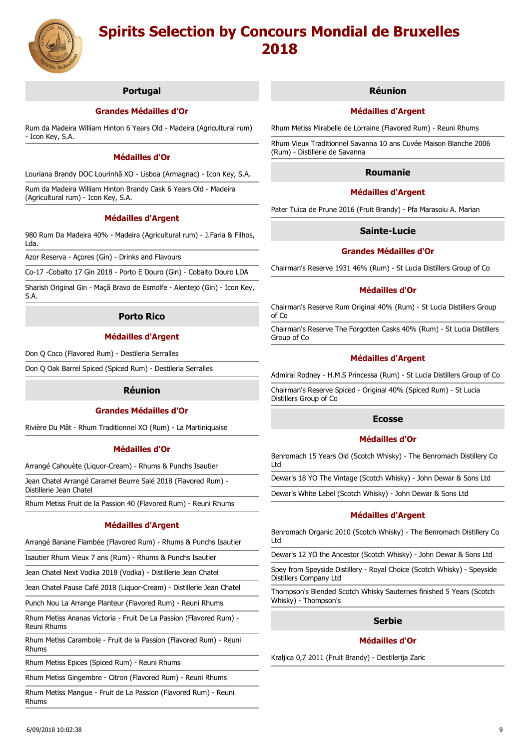# Spirits Selection by Concours Mondial de Bruxelles 2018

## Portugal

### Grandes Médailles d'Or

Rum da Madeira William Hinton 6 Years Old - Madeira (Agricultural rum) - Icon Key, S.A.

### Médailles d'Or

Louriana Brandy DOC Lourinhã XO - Lisboa (Armagnac) - Icon Key, S.A.

Rum da Madeira William Hinton Brandy Cask 6 Years Old - Madeira (Agricultural rum) - Icon Key, S.A.

### Médailles d'Argent

980 Rum Da Madeira 40% - Madeira (Agricultural rum) - J.Faria & Filhos, Lda.

Azor Reserva - Açores (Gin) - Drinks and Flavours

Co-17 -Cobalto 17 Gin 2018 - Porto E Douro (Gin) - Cobalto Douro LDA

Sharish Original Gin - Maçã Bravo de Esmolfe - Alentejo (Gin) - Icon Key, S.A.

## Porto Rico

### Médailles d'Argent

Don Q Coco (Flavored Rum) - Destileria Serralles

Don Q Oak Barrel Spiced (Spiced Rum) - Destileria Serralles

## Réunion

### Grandes Médailles d'Or

Rivière Du Mât - Rhum Traditionnel XO (Rum) - La Martiniquaise

### Médailles d'Or

Arrangé Cahouète (Liquor-Cream) - Rhums & Punchs Isautier

Jean Chatel Arrangé Caramel Beurre Salé 2018 (Flavored Rum) - Distillerie Jean Chatel

Rhum Metiss Fruit de la Passion 40 (Flavored Rum) - Reuni Rhums

### Médailles d'Argent

Arrangé Banane Flambée (Flavored Rum) - Rhums & Punchs Isautier

Isautier Rhum Vieux 7 ans (Rum) - Rhums & Punchs Isautier

Jean Chatel Next Vodka 2018 (Vodka) - Distillerie Jean Chatel

Jean Chatel Pause Café 2018 (Liquor-Cream) - Distillerie Jean Chatel

Punch Nou La Arrange Planteur (Flavored Rum) - Reuni Rhums

Rhum Metiss Ananas Victoria - Fruit De La Passion (Flavored Rum) - Reuni Rhums

Rhum Metiss Carambole - Fruit de la Passion (Flavored Rum) - Reuni Rhums

Rhum Metiss Epices (Spiced Rum) - Reuni Rhums

Rhum Metiss Gingembre - Citron (Flavored Rum) - Reuni Rhums

Rhum Metiss Mangue - Fruit de La Passion (Flavored Rum) - Reuni Rhums

## Réunion

### Médailles d'Argent

Rhum Metiss Mirabelle de Lorraine (Flavored Rum) - Reuni Rhums

Rhum Vieux Traditionnel Savanna 10 ans Cuvée Maison Blanche 2006 (Rum) - Distillerie de Savanna

## Roumanie

### Médailles d'Argent

Pater Tuica de Prune 2016 (Fruit Brandy) - Pfa Marasoiu A. Marian

## Sainte-Lucie

### Grandes Médailles d'Or

Chairman's Reserve 1931 46% (Rum) - St Lucia Distillers Group of Co

### Médailles d'Or

Chairman's Reserve Rum Original 40% (Rum) - St Lucia Distillers Group of Co

Chairman's Reserve The Forgotten Casks 40% (Rum) - St Lucia Distillers Group of Co

### Médailles d'Argent

Admiral Rodney - H.M.S Princessa (Rum) - St Lucia Distillers Group of Co

Chairman's Reserve Spiced - Original 40% (Spiced Rum) - St Lucia Distillers Group of Co

## Ecosse

### Médailles d'Or

Benromach 15 Years Old (Scotch Whisky) - The Benromach Distillery Co Ltd

Dewar's 18 YO The Vintage (Scotch Whisky) - John Dewar & Sons Ltd

Dewar's White Label (Scotch Whisky) - John Dewar & Sons Ltd

### Médailles d'Argent

Benromach Organic 2010 (Scotch Whisky) - The Benromach Distillery Co Ltd

Dewar's 12 YO the Ancestor (Scotch Whisky) - John Dewar & Sons Ltd

Spey from Speyside Distillery - Royal Choice (Scotch Whisky) - Speyside Distillers Company Ltd

Thompson's Blended Scotch Whisky Sauternes finished 5 Years (Scotch Whisky) - Thompson's

## Serbie

### Médailles d'Or

Kraljica 0,7 2011 (Fruit Brandy) - Destilerija Zaric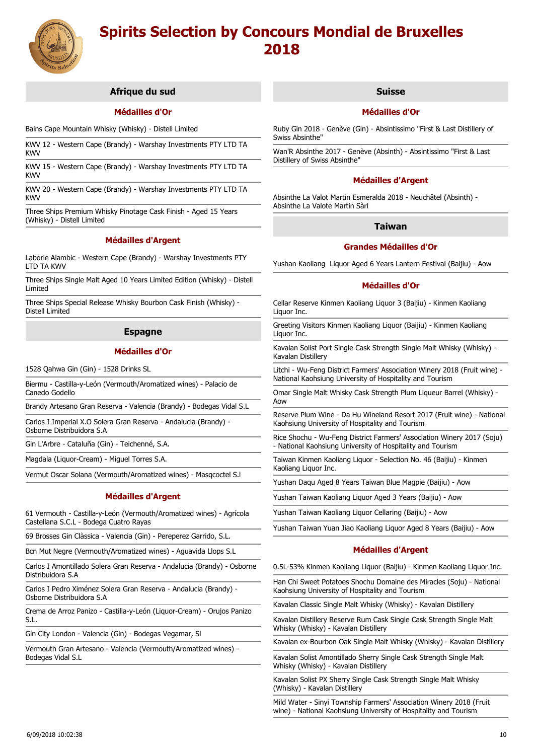# Spirits Selection by Concours Mondial de Bruxelles 2018

## Afrique du sud

### Médailles d'Or

Bains Cape Mountain Whisky (Whisky) - Distell Limited

KWV 12 - Western Cape (Brandy) - Warshay Investments PTY LTD TA KWV

KWV 15 - Western Cape (Brandy) - Warshay Investments PTY LTD TA KWV

KWV 20 - Western Cape (Brandy) - Warshay Investments PTY LTD TA KWV

Three Ships Premium Whisky Pinotage Cask Finish - Aged 15 Years (Whisky) - Distell Limited

### Médailles d'Argent

Laborie Alambic - Western Cape (Brandy) - Warshay Investments PTY LTD TA KWV

Three Ships Single Malt Aged 10 Years Limited Edition (Whisky) - Distell Limited

Three Ships Special Release Whisky Bourbon Cask Finish (Whisky) - Distell Limited

## Espagne

### Médailles d'Or

1528 Qahwa Gin (Gin) - 1528 Drinks SL

Biermu - Castilla-y-León (Vermouth/Aromatized wines) - Palacio de Canedo Godello

Brandy Artesano Gran Reserva - Valencia (Brandy) - Bodegas Vidal S.L

Carlos I Imperial X.O Solera Gran Reserva - Andalucia (Brandy) - Osborne Distribuidora S.A

Gin L'Arbre - Cataluña (Gin) - Teichenné, S.A.

Magdala (Liquor-Cream) - Miguel Torres S.A.

Vermut Oscar Solana (Vermouth/Aromatized wines) - Masqcoctel S.l

### Médailles d'Argent

61 Vermouth - Castilla-y-León (Vermouth/Aromatized wines) - Agrícola Castellana S.C.L - Bodega Cuatro Rayas

69 Brosses Gin Clàssica - Valencia (Gin) - Pereperez Garrido, S.L.

Bcn Mut Negre (Vermouth/Aromatized wines) - Aguavida Llops S.L

Carlos I Amontillado Solera Gran Reserva - Andalucia (Brandy) - Osborne Distribuidora S.A

Carlos I Pedro Ximénez Solera Gran Reserva - Andalucia (Brandy) - Osborne Distribuidora S.A

Crema de Arroz Panizo - Castilla-y-León (Liquor-Cream) - Orujos Panizo S.L.

Gin City London - Valencia (Gin) - Bodegas Vegamar, Sl

Vermouth Gran Artesano - Valencia (Vermouth/Aromatized wines) - Bodegas Vidal S.L

## Suisse

### Médailles d'Or

Ruby Gin 2018 - Genève (Gin) - Absintissimo "First & Last Distillery of Swiss Absinthe"

Wan'R Absinthe 2017 - Genève (Absinth) - Absintissimo "First & Last Distillery of Swiss Absinthe"

### Médailles d'Argent

Absinthe La Valot Martin Esmeralda 2018 - Neuchâtel (Absinth) - Absinthe La Valote Martin Sàrl

## Taiwan

### Grandes Médailles d'Or

Yushan Kaoliang  Liquor Aged 6 Years Lantern Festival (Baijiu) - Aow

### Médailles d'Or

Cellar Reserve Kinmen Kaoliang Liquor 3 (Baijiu) - Kinmen Kaoliang Liquor Inc.

Greeting Visitors Kinmen Kaoliang Liquor (Baijiu) - Kinmen Kaoliang Liquor Inc.

Kavalan Solist Port Single Cask Strength Single Malt Whisky (Whisky) - Kavalan Distillery

Litchi - Wu-Feng District Farmers' Association Winery 2018 (Fruit wine) - National Kaohsiung University of Hospitality and Tourism

Omar Single Malt Whisky Cask Strength Plum Liqueur Barrel (Whisky) - Aow

Reserve Plum Wine - Da Hu Wineland Resort 2017 (Fruit wine) - National Kaohsiung University of Hospitality and Tourism

Rice Shochu - Wu-Feng District Farmers' Association Winery 2017 (Soju) - National Kaohsiung University of Hospitality and Tourism

Taiwan Kinmen Kaoliang Liquor - Selection No. 46 (Baijiu) - Kinmen Kaoliang Liquor Inc.

Yushan Daqu Aged 8 Years Taiwan Blue Magpie (Baijiu) - Aow

Yushan Taiwan Kaoliang Liquor Aged 3 Years (Baijiu) - Aow

Yushan Taiwan Kaoliang Liquor Cellaring (Baijiu) - Aow

Yushan Taiwan Yuan Jiao Kaoliang Liquor Aged 8 Years (Baijiu) - Aow

### Médailles d'Argent

0.5L-53% Kinmen Kaoliang Liquor (Baijiu) - Kinmen Kaoliang Liquor Inc.

Han Chi Sweet Potatoes Shochu Domaine des Miracles (Soju) - National Kaohsiung University of Hospitality and Tourism

Kavalan Classic Single Malt Whisky (Whisky) - Kavalan Distillery

Kavalan Distillery Reserve Rum Cask Single Cask Strength Single Malt Whisky (Whisky) - Kavalan Distillery

Kavalan ex-Bourbon Oak Single Malt Whisky (Whisky) - Kavalan Distillery

Kavalan Solist Amontillado Sherry Single Cask Strength Single Malt Whisky (Whisky) - Kavalan Distillery

Kavalan Solist PX Sherry Single Cask Strength Single Malt Whisky (Whisky) - Kavalan Distillery

Mild Water - Sinyi Township Farmers' Association Winery 2018 (Fruit wine) - National Kaohsiung University of Hospitality and Tourism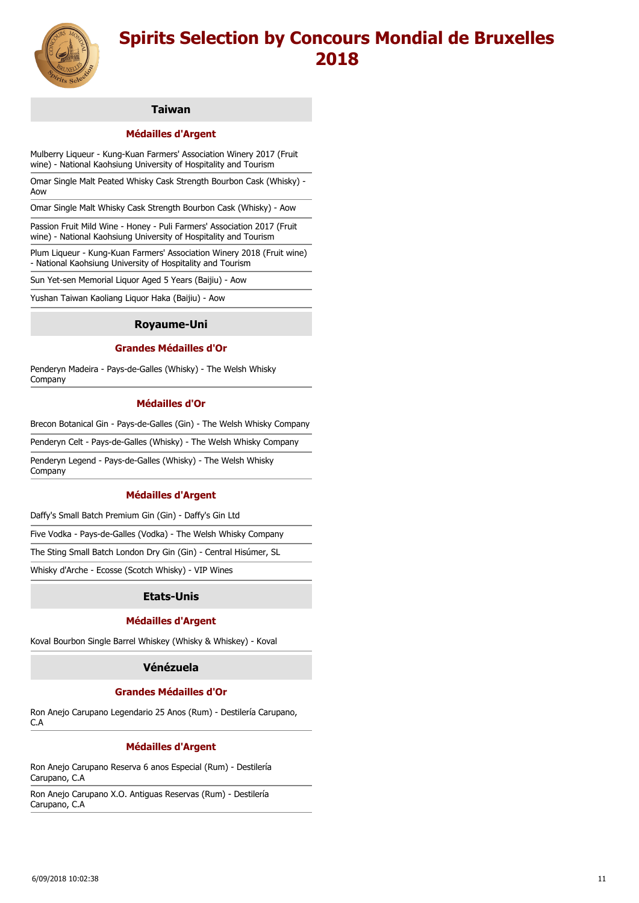# Spirits Selection by Concours Mondial de Bruxelles 2018

## Taiwan

### Médailles d'Argent

Mulberry Liqueur - Kung-Kuan Farmers' Association Winery 2017 (Fruit wine) - National Kaohsiung University of Hospitality and Tourism

Omar Single Malt Peated Whisky Cask Strength Bourbon Cask (Whisky) - Aow

Omar Single Malt Whisky Cask Strength Bourbon Cask (Whisky) - Aow

Passion Fruit Mild Wine - Honey - Puli Farmers' Association 2017 (Fruit wine) - National Kaohsiung University of Hospitality and Tourism

Plum Liqueur - Kung-Kuan Farmers' Association Winery 2018 (Fruit wine) - National Kaohsiung University of Hospitality and Tourism

Sun Yet-sen Memorial Liquor Aged 5 Years (Baijiu) - Aow

Yushan Taiwan Kaoliang Liquor Haka (Baijiu) - Aow

## Royaume-Uni

### Grandes Médailles d'Or

Penderyn Madeira - Pays-de-Galles (Whisky) - The Welsh Whisky Company

### Médailles d'Or

Brecon Botanical Gin - Pays-de-Galles (Gin) - The Welsh Whisky Company

Penderyn Celt - Pays-de-Galles (Whisky) - The Welsh Whisky Company

Penderyn Legend - Pays-de-Galles (Whisky) - The Welsh Whisky Company

### Médailles d'Argent

Daffy's Small Batch Premium Gin (Gin) - Daffy's Gin Ltd

Five Vodka - Pays-de-Galles (Vodka) - The Welsh Whisky Company

The Sting Small Batch London Dry Gin (Gin) - Central Hisúmer, SL

Whisky d'Arche - Ecosse (Scotch Whisky) - VIP Wines

## Etats-Unis

### Médailles d'Argent

Koval Bourbon Single Barrel Whiskey (Whisky & Whiskey) - Koval

## Vénézuela

### Grandes Médailles d'Or

Ron Anejo Carupano Legendario 25 Anos (Rum) - Destilería Carupano, C.A

### Médailles d'Argent

Ron Anejo Carupano Reserva 6 anos Especial (Rum) - Destilería Carupano, C.A

Ron Anejo Carupano X.O. Antiguas Reservas (Rum) - Destilería Carupano, C.A